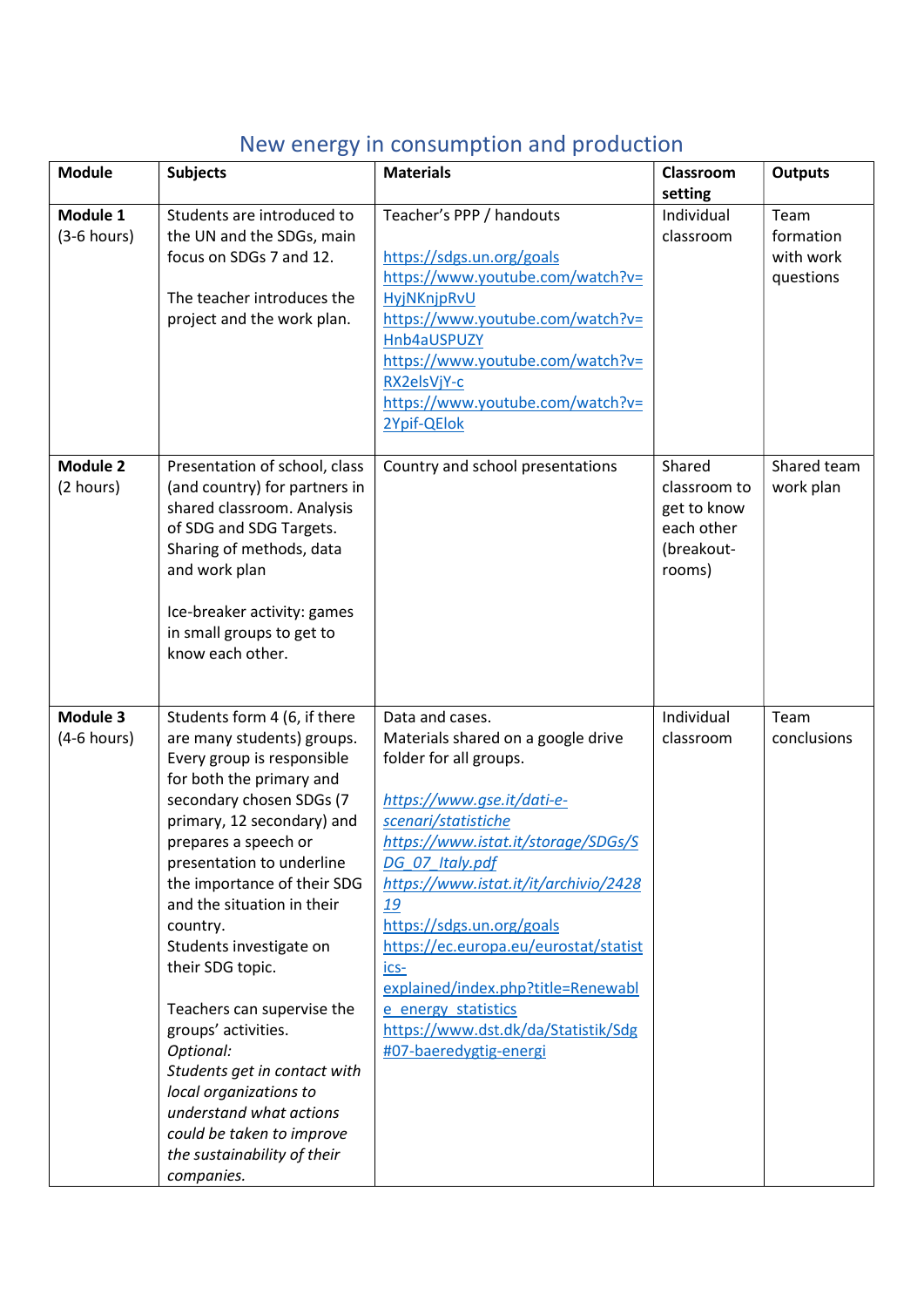# New energy in consumption and production

| Module | Subjects | Materials | Classroom setting | Outputs |
|---|---|---|---|---|
| **Module 1** (3-6 hours) | Students are introduced to the UN and the SDGs, main focus on SDGs 7 and 12.<br><br>The teacher introduces the project and the work plan. | Teacher's PPP / handouts<br><br>https://sdgs.un.org/goals<br>https://www.youtube.com/watch?v=HyjNKnjpRvU<br>https://www.youtube.com/watch?v=Hnb4aUSPUZY<br>https://www.youtube.com/watch?v=RX2elsVjY-c<br>https://www.youtube.com/watch?v=2Ypif-QElok | Individual classroom | Team formation with work questions |
| **Module 2** (2 hours) | Presentation of school, class (and country) for partners in shared classroom. Analysis of SDG and SDG Targets. Sharing of methods, data and work plan<br><br>Ice-breaker activity: games in small groups to get to know each other. | Country and school presentations | Shared classroom to get to know each other (breakout-rooms) | Shared team work plan |
| **Module 3** (4-6 hours) | Students form 4 (6, if there are many students) groups. Every group is responsible for both the primary and secondary chosen SDGs (7 primary, 12 secondary) and prepares a speech or presentation to underline the importance of their SDG and the situation in their country.<br>Students investigate on their SDG topic.<br><br>Teachers can supervise the groups' activities.<br>*Optional:*<br>*Students get in contact with local organizations to understand what actions could be taken to improve the sustainability of their companies.* | Data and cases.<br>Materials shared on a google drive folder for all groups.<br><br>*https://www.gse.it/dati-e-scenari/statistiche*<br>*https://www.istat.it/storage/SDGs/SDG_07_Italy.pdf*<br>*https://www.istat.it/it/archivio/242819*<br>https://sdgs.un.org/goals<br>https://ec.europa.eu/eurostat/statistics-explained/index.php?title=Renewable_energy_statistics<br>https://www.dst.dk/da/Statistik/Sdg#07-baeredygtig-energi | Individual classroom | Team conclusions |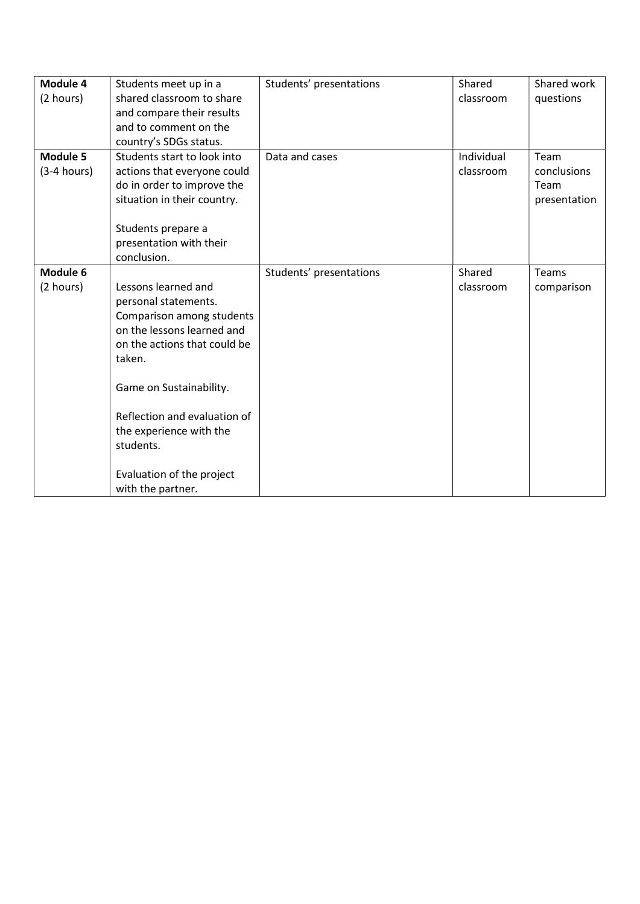| | | | | |
|---|---|---|---|---|
| **Module 4** (2 hours) | Students meet up in a shared classroom to share and compare their results and to comment on the country's SDGs status. | Students' presentations | Shared classroom | Shared work questions |
| **Module 5** (3-4 hours) | Students start to look into actions that everyone could do in order to improve the situation in their country.<br><br>Students prepare a presentation with their conclusion. | Data and cases | Individual classroom | Team conclusions<br>Team presentation |
| **Module 6** (2 hours) | Lessons learned and personal statements. Comparison among students on the lessons learned and on the actions that could be taken.<br><br>Game on Sustainability.<br><br>Reflection and evaluation of the experience with the students.<br><br>Evaluation of the project with the partner. | Students' presentations | Shared classroom | Teams comparison |